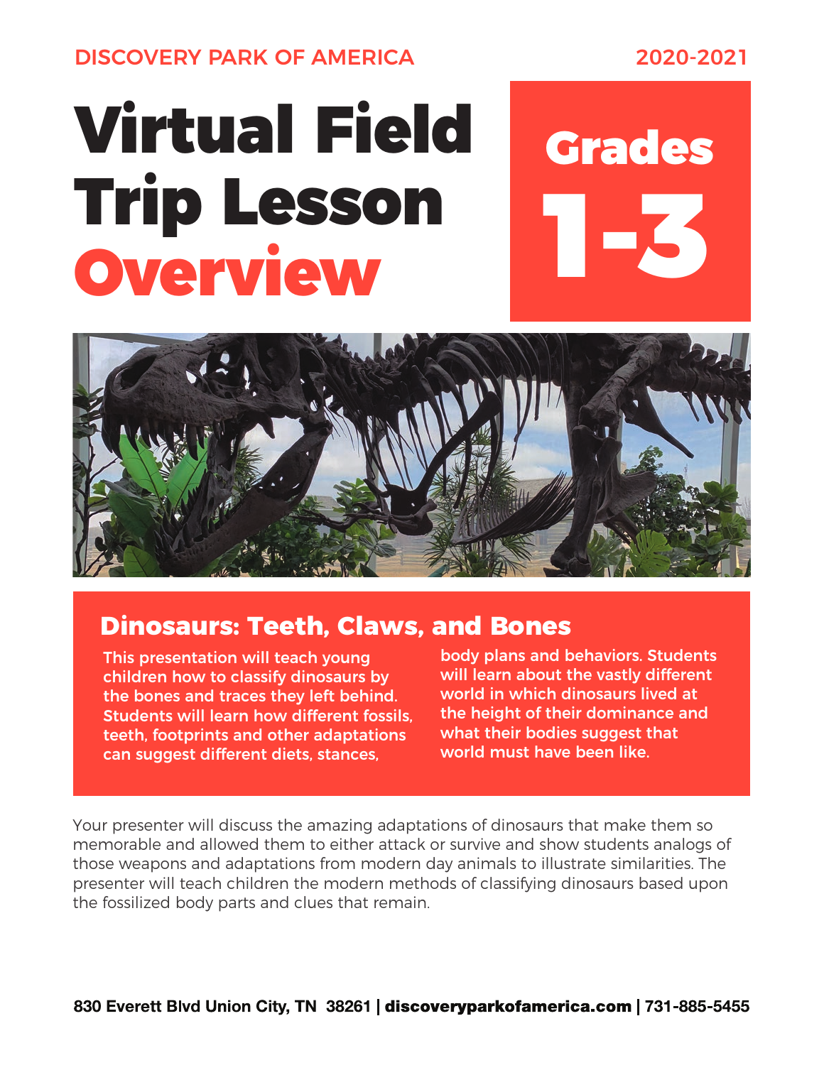DISCOVERY PARK OF AMERICA

2020-2021

# Virtual Field Trip Lesson Overview

## Grades 1-3

## Dinosaurs: Teeth, Claws, and Bones

This presentation will teach young children how to classify dinosaurs by the bones and traces they left behind. Students will learn how different fossils, teeth, footprints and other adaptations can suggest different diets, stances, body plans and behaviors. Students will learn about the vastly different world in which dinosaurs lived at the height of their dominance and what their bodies suggest that world must have been like.

Your presenter will discuss the amazing adaptations of dinosaurs that make them so memorable and allowed them to either attack or survive and show students analogs of those weapons and adaptations from modern day animals to illustrate similarities. The presenter will teach children the modern methods of classifying dinosaurs based upon the fossilized body parts and clues that remain.

**830 Everett Blvd Union City, TN 38261 | discoveryparkofamerica.com | 731-885-5455**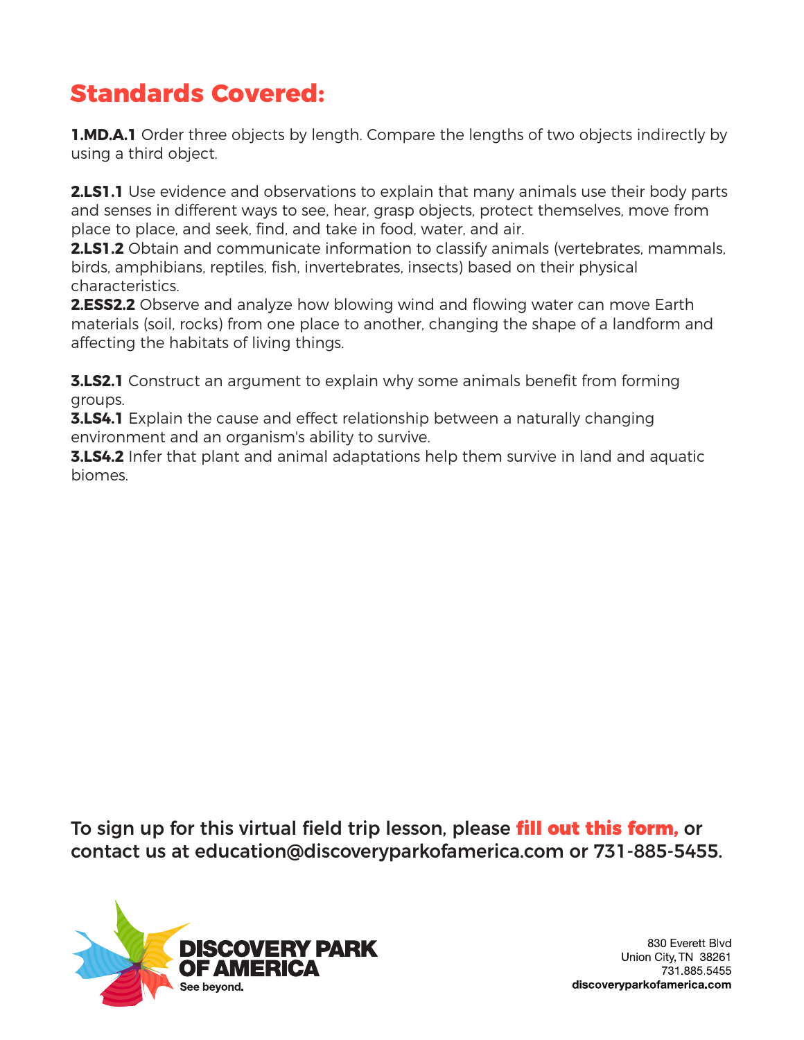# Standards Covered:

**1.MD.A.1** Order three objects by length. Compare the lengths of two objects indirectly by using a third object.

**2.LS1.1** Use evidence and observations to explain that many animals use their body parts and senses in different ways to see, hear, grasp objects, protect themselves, move from place to place, and seek, find, and take in food, water, and air.
**2.LS1.2** Obtain and communicate information to classify animals (vertebrates, mammals, birds, amphibians, reptiles, fish, invertebrates, insects) based on their physical characteristics.
**2.ESS2.2** Observe and analyze how blowing wind and flowing water can move Earth materials (soil, rocks) from one place to another, changing the shape of a landform and affecting the habitats of living things.

**3.LS2.1** Construct an argument to explain why some animals benefit from forming groups.
**3.LS4.1** Explain the cause and effect relationship between a naturally changing environment and an organism's ability to survive.
**3.LS4.2** Infer that plant and animal adaptations help them survive in land and aquatic biomes.

**To sign up for this virtual field trip lesson, please fill out this form, or contact us at education@discoveryparkofamerica.com or 731-885-5455.**

DISCOVERY PARK OF AMERICA
See beyond.

830 Everett Blvd
Union City, TN 38261
731.885.5455
**discoveryparkofamerica.com**